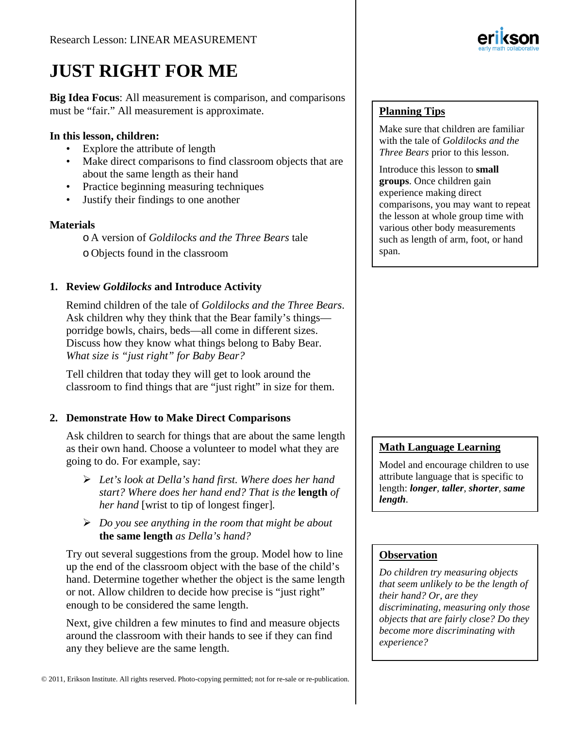Research Lesson: LINEAR MEASUREMENT

# JUST RIGHT FOR ME

**Big Idea Focus**: All measurement is comparison, and comparisons must be "fair." All measurement is approximate.

**In this lesson, children:**

- Explore the attribute of length
- Make direct comparisons to find classroom objects that are about the same length as their hand
- Practice beginning measuring techniques
- Justify their findings to one another

**Materials**

- A version of *Goldilocks and the Three Bears* tale
- Objects found in the classroom

## 1. Review *Goldilocks* and Introduce Activity

Remind children of the tale of *Goldilocks and the Three Bears*. Ask children why they think that the Bear family's things—porridge bowls, chairs, beds—all come in different sizes. Discuss how they know what things belong to Baby Bear. *What size is "just right" for Baby Bear?*

Tell children that today they will get to look around the classroom to find things that are "just right" in size for them.

## 2. Demonstrate How to Make Direct Comparisons

Ask children to search for things that are about the same length as their own hand. Choose a volunteer to model what they are going to do. For example, say:

- *Let's look at Della's hand first. Where does her hand start? Where does her hand end? That is the* **length** *of her hand* [wrist to tip of longest finger].
- *Do you see anything in the room that might be about* **the same length** *as Della's hand?*

Try out several suggestions from the group. Model how to line up the end of the classroom object with the base of the child's hand. Determine together whether the object is the same length or not. Allow children to decide how precise is "just right" enough to be considered the same length.

Next, give children a few minutes to find and measure objects around the classroom with their hands to see if they can find any they believe are the same length.

**Planning Tips**

Make sure that children are familiar with the tale of *Goldilocks and the Three Bears* prior to this lesson.

Introduce this lesson to **small groups**. Once children gain experience making direct comparisons, you may want to repeat the lesson at whole group time with various other body measurements such as length of arm, foot, or hand span.

**Math Language Learning**

Model and encourage children to use attribute language that is specific to length: ***longer***, ***taller***, ***shorter***, ***same length***.

**Observation**

*Do children try measuring objects that seem unlikely to be the length of their hand? Or, are they discriminating, measuring only those objects that are fairly close? Do they become more discriminating with experience?*

© 2011, Erikson Institute. All rights reserved. Photo-copying permitted; not for re-sale or re-publication.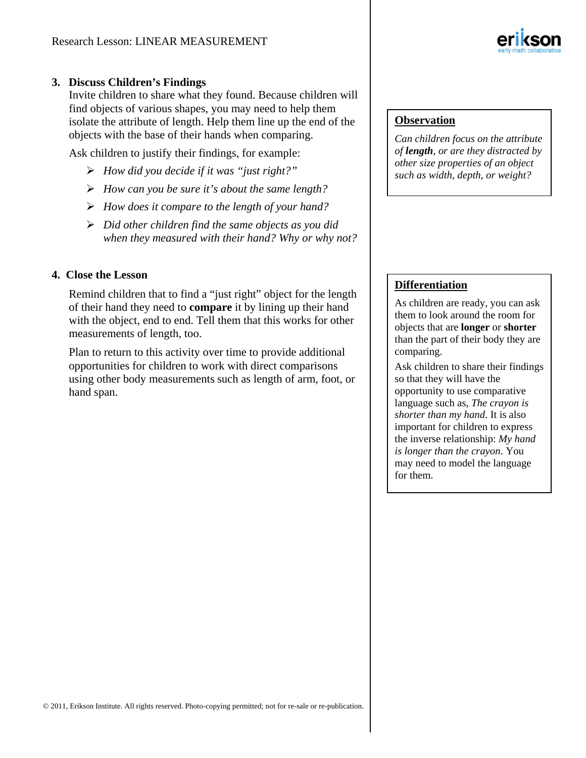### 3. Discuss Children's Findings

Invite children to share what they found. Because children will find objects of various shapes, you may need to help them isolate the attribute of length. Help them line up the end of the objects with the base of their hands when comparing.

Ask children to justify their findings, for example:

- *How did you decide if it was "just right?"*
- *How can you be sure it's about the same length?*
- *How does it compare to the length of your hand?*
- *Did other children find the same objects as you did when they measured with their hand? Why or why not?*

**Observation**

*Can children focus on the attribute of **length**, or are they distracted by other size properties of an object such as width, depth, or weight?*

### 4. Close the Lesson

Remind children that to find a "just right" object for the length of their hand they need to **compare** it by lining up their hand with the object, end to end. Tell them that this works for other measurements of length, too.

Plan to return to this activity over time to provide additional opportunities for children to work with direct comparisons using other body measurements such as length of arm, foot, or hand span.

**Differentiation**

As children are ready, you can ask them to look around the room for objects that are **longer** or **shorter** than the part of their body they are comparing.

Ask children to share their findings so that they will have the opportunity to use comparative language such as, *The crayon is shorter than my hand*. It is also important for children to express the inverse relationship: *My hand is longer than the crayon*. You may need to model the language for them.

© 2011, Erikson Institute. All rights reserved. Photo-copying permitted; not for re-sale or re-publication.